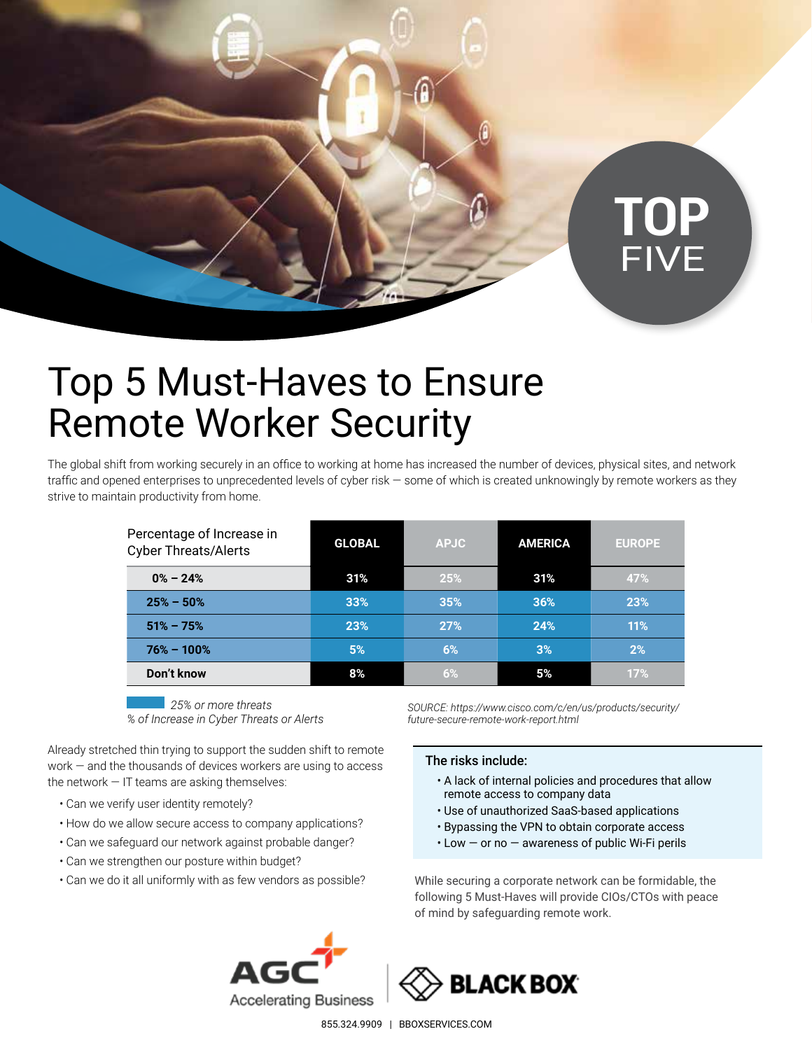TOP FIVE

# Top 5 Must-Haves to Ensure Remote Worker Security

The global shift from working securely in an office to working at home has increased the number of devices, physical sites, and network traffic and opened enterprises to unprecedented levels of cyber risk — some of which is created unknowingly by remote workers as they strive to maintain productivity from home.

| Percentage of Increase in Cyber Threats/Alerts | GLOBAL | APJC | AMERICA | EUROPE |
|---|---|---|---|---|
| 0% – 24% | 31% | 25% | 31% | 47% |
| 25% – 50% | 33% | 35% | 36% | 23% |
| 51% – 75% | 23% | 27% | 24% | 11% |
| 76% – 100% | 5% | 6% | 3% | 2% |
| Don't know | 8% | 6% | 5% | 17% |

*25% or more threats*
*% of Increase in Cyber Threats or Alerts*

*SOURCE: https://www.cisco.com/c/en/us/products/security/future-secure-remote-work-report.html*

Already stretched thin trying to support the sudden shift to remote work — and the thousands of devices workers are using to access the network — IT teams are asking themselves:

- Can we verify user identity remotely?
- How do we allow secure access to company applications?
- Can we safeguard our network against probable danger?
- Can we strengthen our posture within budget?
- Can we do it all uniformly with as few vendors as possible?

**The risks include:**

- A lack of internal policies and procedures that allow remote access to company data
- Use of unauthorized SaaS-based applications
- Bypassing the VPN to obtain corporate access
- Low — or no — awareness of public Wi-Fi perils

While securing a corporate network can be formidable, the following 5 Must-Haves will provide CIOs/CTOs with peace of mind by safeguarding remote work.

AGC Accelerating Business | BLACK BOX

855.324.9909 | BBOXSERVICES.COM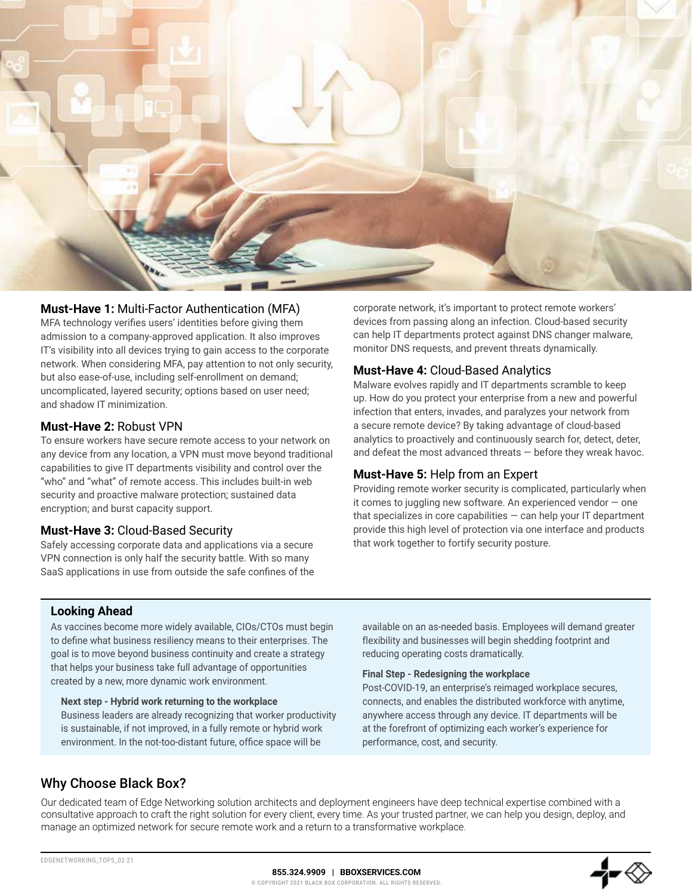**Must-Have 1:** Multi-Factor Authentication (MFA)

MFA technology verifies users' identities before giving them admission to a company-approved application. It also improves IT's visibility into all devices trying to gain access to the corporate network. When considering MFA, pay attention to not only security, but also ease-of-use, including self-enrollment on demand; uncomplicated, layered security; options based on user need; and shadow IT minimization.

**Must-Have 2:** Robust VPN

To ensure workers have secure remote access to your network on any device from any location, a VPN must move beyond traditional capabilities to give IT departments visibility and control over the "who" and "what" of remote access. This includes built-in web security and proactive malware protection; sustained data encryption; and burst capacity support.

**Must-Have 3:** Cloud-Based Security

Safely accessing corporate data and applications via a secure VPN connection is only half the security battle. With so many SaaS applications in use from outside the safe confines of the corporate network, it's important to protect remote workers' devices from passing along an infection. Cloud-based security can help IT departments protect against DNS changer malware, monitor DNS requests, and prevent threats dynamically.

**Must-Have 4:** Cloud-Based Analytics

Malware evolves rapidly and IT departments scramble to keep up. How do you protect your enterprise from a new and powerful infection that enters, invades, and paralyzes your network from a secure remote device? By taking advantage of cloud-based analytics to proactively and continuously search for, detect, deter, and defeat the most advanced threats — before they wreak havoc.

**Must-Have 5:** Help from an Expert

Providing remote worker security is complicated, particularly when it comes to juggling new software. An experienced vendor — one that specializes in core capabilities — can help your IT department provide this high level of protection via one interface and products that work together to fortify security posture.

### Looking Ahead

As vaccines become more widely available, CIOs/CTOs must begin to define what business resiliency means to their enterprises. The goal is to move beyond business continuity and create a strategy that helps your business take full advantage of opportunities created by a new, more dynamic work environment.

**Next step - Hybrid work returning to the workplace**

Business leaders are already recognizing that worker productivity is sustainable, if not improved, in a fully remote or hybrid work environment. In the not-too-distant future, office space will be available on an as-needed basis. Employees will demand greater flexibility and businesses will begin shedding footprint and reducing operating costs dramatically.

**Final Step - Redesigning the workplace**

Post-COVID-19, an enterprise's reimaged workplace secures, connects, and enables the distributed workforce with anytime, anywhere access through any device. IT departments will be at the forefront of optimizing each worker's experience for performance, cost, and security.

## Why Choose Black Box?

Our dedicated team of Edge Networking solution architects and deployment engineers have deep technical expertise combined with a consultative approach to craft the right solution for every client, every time. As your trusted partner, we can help you design, deploy, and manage an optimized network for secure remote work and a return to a transformative workplace.

EDGENETWORKING_TOP5_02-21

**855.324.9909 | BBOXSERVICES.COM**

© COPYRIGHT 2021 BLACK BOX CORPORATION. ALL RIGHTS RESERVED.